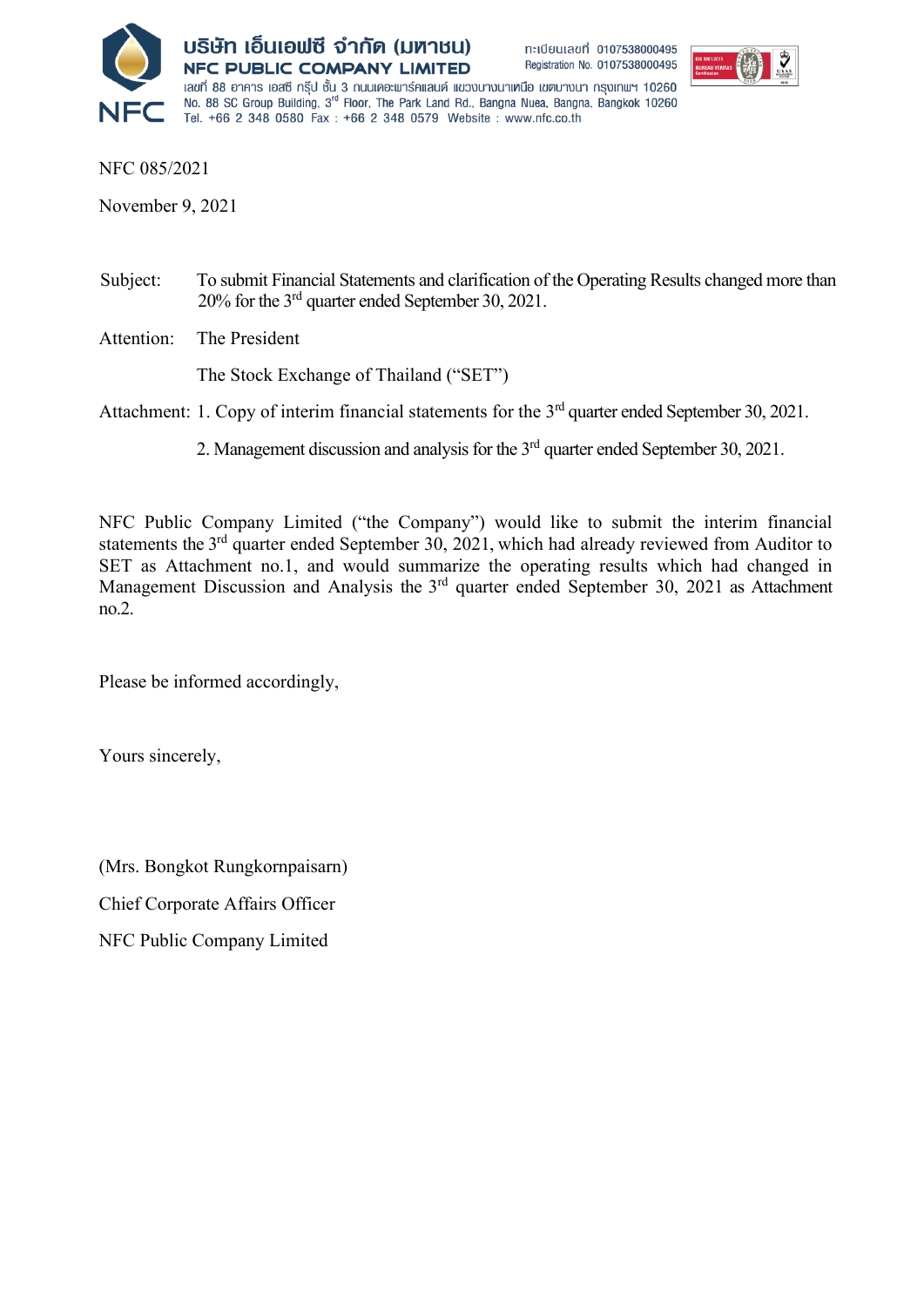บริษัท เอ็นเอฟซี จำกัด (มหาชน)
NFC PUBLIC COMPANY LIMITED
เลขที่ 88 อาคาร เอสซี กรุ๊ป ชั้น 3 ถนนเดอะพาร์คแลนด์ แขวงบางนาเหนือ เขตบางนา กรุงเทพฯ 10260
No. 88 SC Group Building, 3rd Floor, The Park Land Rd., Bangna Nuea, Bangna, Bangkok 10260
Tel. +66 2 348 0580 Fax : +66 2 348 0579 Website : www.nfc.co.th

ทะเบียนเลขที่ 0107538000495
Registration No. 0107538000495

NFC 085/2021

November 9, 2021

Subject: To submit Financial Statements and clarification of the Operating Results changed more than 20% for the 3rd quarter ended September 30, 2021.

Attention: The President

The Stock Exchange of Thailand ("SET")

Attachment: 1. Copy of interim financial statements for the 3rd quarter ended September 30, 2021.

2. Management discussion and analysis for the 3rd quarter ended September 30, 2021.

NFC Public Company Limited ("the Company") would like to submit the interim financial statements the 3rd quarter ended September 30, 2021, which had already reviewed from Auditor to SET as Attachment no.1, and would summarize the operating results which had changed in Management Discussion and Analysis the 3rd quarter ended September 30, 2021 as Attachment no.2.

Please be informed accordingly,

Yours sincerely,

(Mrs. Bongkot Rungkornpaisarn)

Chief Corporate Affairs Officer

NFC Public Company Limited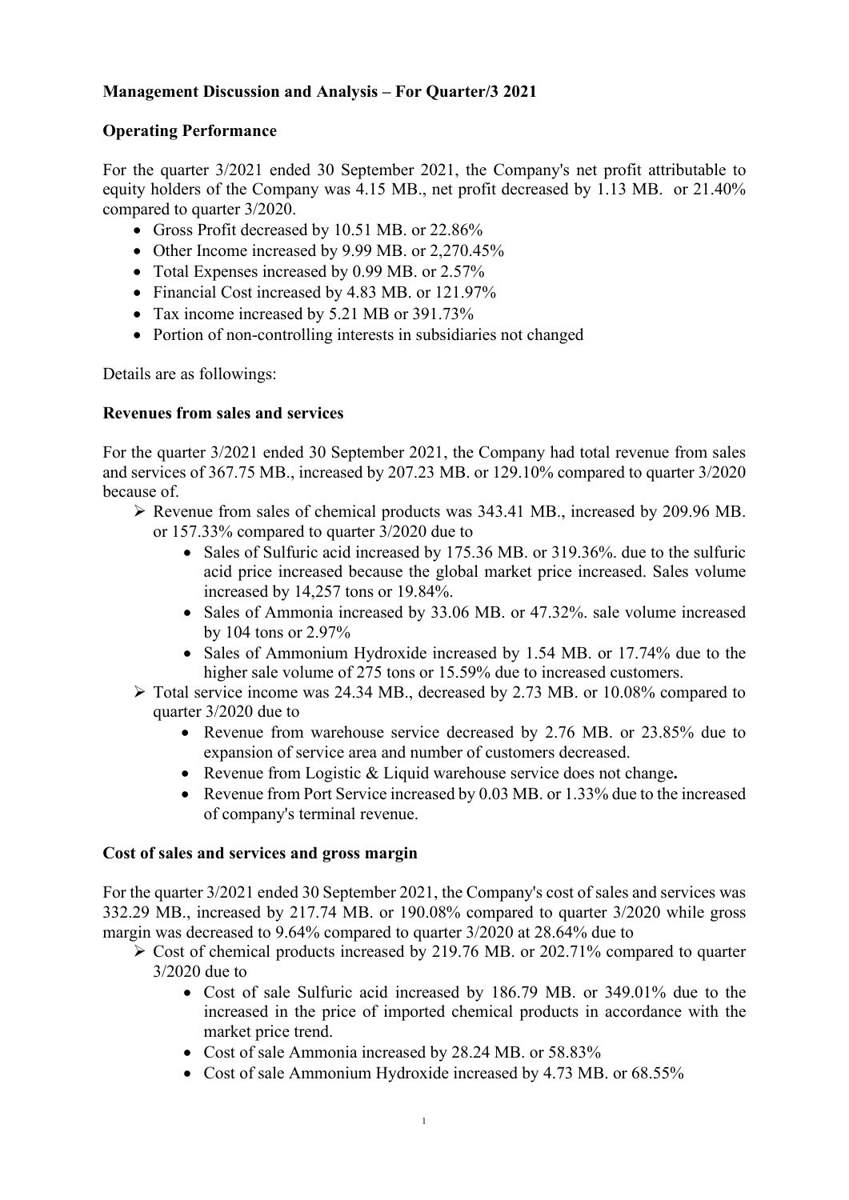**Management Discussion and Analysis – For Quarter/3 2021**

**Operating Performance**

For the quarter 3/2021 ended 30 September 2021, the Company's net profit attributable to equity holders of the Company was 4.15 MB., net profit decreased by 1.13 MB. or 21.40% compared to quarter 3/2020.

- Gross Profit decreased by 10.51 MB. or 22.86%
- Other Income increased by 9.99 MB. or 2,270.45%
- Total Expenses increased by 0.99 MB. or 2.57%
- Financial Cost increased by 4.83 MB. or 121.97%
- Tax income increased by 5.21 MB or 391.73%
- Portion of non-controlling interests in subsidiaries not changed

Details are as followings:

**Revenues from sales and services**

For the quarter 3/2021 ended 30 September 2021, the Company had total revenue from sales and services of 367.75 MB., increased by 207.23 MB. or 129.10% compared to quarter 3/2020 because of.

- Revenue from sales of chemical products was 343.41 MB., increased by 209.96 MB. or 157.33% compared to quarter 3/2020 due to
  - Sales of Sulfuric acid increased by 175.36 MB. or 319.36%. due to the sulfuric acid price increased because the global market price increased. Sales volume increased by 14,257 tons or 19.84%.
  - Sales of Ammonia increased by 33.06 MB. or 47.32%. sale volume increased by 104 tons or 2.97%
  - Sales of Ammonium Hydroxide increased by 1.54 MB. or 17.74% due to the higher sale volume of 275 tons or 15.59% due to increased customers.
- Total service income was 24.34 MB., decreased by 2.73 MB. or 10.08% compared to quarter 3/2020 due to
  - Revenue from warehouse service decreased by 2.76 MB. or 23.85% due to expansion of service area and number of customers decreased.
  - Revenue from Logistic & Liquid warehouse service does not change**.**
  - Revenue from Port Service increased by 0.03 MB. or 1.33% due to the increased of company's terminal revenue.

**Cost of sales and services and gross margin**

For the quarter 3/2021 ended 30 September 2021, the Company's cost of sales and services was 332.29 MB., increased by 217.74 MB. or 190.08% compared to quarter 3/2020 while gross margin was decreased to 9.64% compared to quarter 3/2020 at 28.64% due to

- Cost of chemical products increased by 219.76 MB. or 202.71% compared to quarter 3/2020 due to
  - Cost of sale Sulfuric acid increased by 186.79 MB. or 349.01% due to the increased in the price of imported chemical products in accordance with the market price trend.
  - Cost of sale Ammonia increased by 28.24 MB. or 58.83%
  - Cost of sale Ammonium Hydroxide increased by 4.73 MB. or 68.55%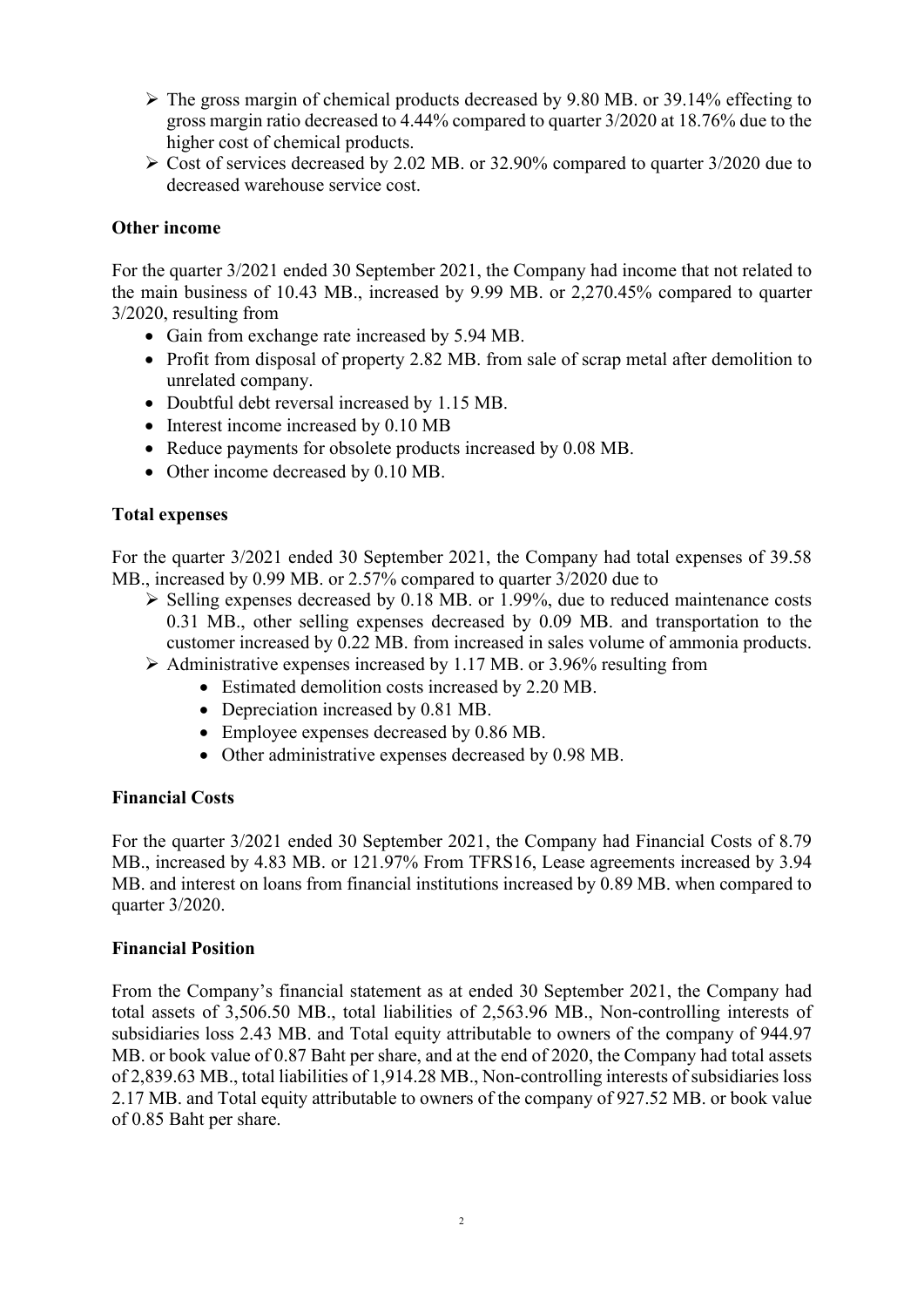- The gross margin of chemical products decreased by 9.80 MB. or 39.14% effecting to gross margin ratio decreased to 4.44% compared to quarter 3/2020 at 18.76% due to the higher cost of chemical products.
- Cost of services decreased by 2.02 MB. or 32.90% compared to quarter 3/2020 due to decreased warehouse service cost.

**Other income**

For the quarter 3/2021 ended 30 September 2021, the Company had income that not related to the main business of 10.43 MB., increased by 9.99 MB. or 2,270.45% compared to quarter 3/2020, resulting from

- Gain from exchange rate increased by 5.94 MB.
- Profit from disposal of property 2.82 MB. from sale of scrap metal after demolition to unrelated company.
- Doubtful debt reversal increased by 1.15 MB.
- Interest income increased by 0.10 MB
- Reduce payments for obsolete products increased by 0.08 MB.
- Other income decreased by 0.10 MB.

**Total expenses**

For the quarter 3/2021 ended 30 September 2021, the Company had total expenses of 39.58 MB., increased by 0.99 MB. or 2.57% compared to quarter 3/2020 due to

- Selling expenses decreased by 0.18 MB. or 1.99%, due to reduced maintenance costs 0.31 MB., other selling expenses decreased by 0.09 MB. and transportation to the customer increased by 0.22 MB. from increased in sales volume of ammonia products.
- Administrative expenses increased by 1.17 MB. or 3.96% resulting from
  - Estimated demolition costs increased by 2.20 MB.
  - Depreciation increased by 0.81 MB.
  - Employee expenses decreased by 0.86 MB.
  - Other administrative expenses decreased by 0.98 MB.

**Financial Costs**

For the quarter 3/2021 ended 30 September 2021, the Company had Financial Costs of 8.79 MB., increased by 4.83 MB. or 121.97% From TFRS16, Lease agreements increased by 3.94 MB. and interest on loans from financial institutions increased by 0.89 MB. when compared to quarter 3/2020.

**Financial Position**

From the Company's financial statement as at ended 30 September 2021, the Company had total assets of 3,506.50 MB., total liabilities of 2,563.96 MB., Non-controlling interests of subsidiaries loss 2.43 MB. and Total equity attributable to owners of the company of 944.97 MB. or book value of 0.87 Baht per share, and at the end of 2020, the Company had total assets of 2,839.63 MB., total liabilities of 1,914.28 MB., Non-controlling interests of subsidiaries loss 2.17 MB. and Total equity attributable to owners of the company of 927.52 MB. or book value of 0.85 Baht per share.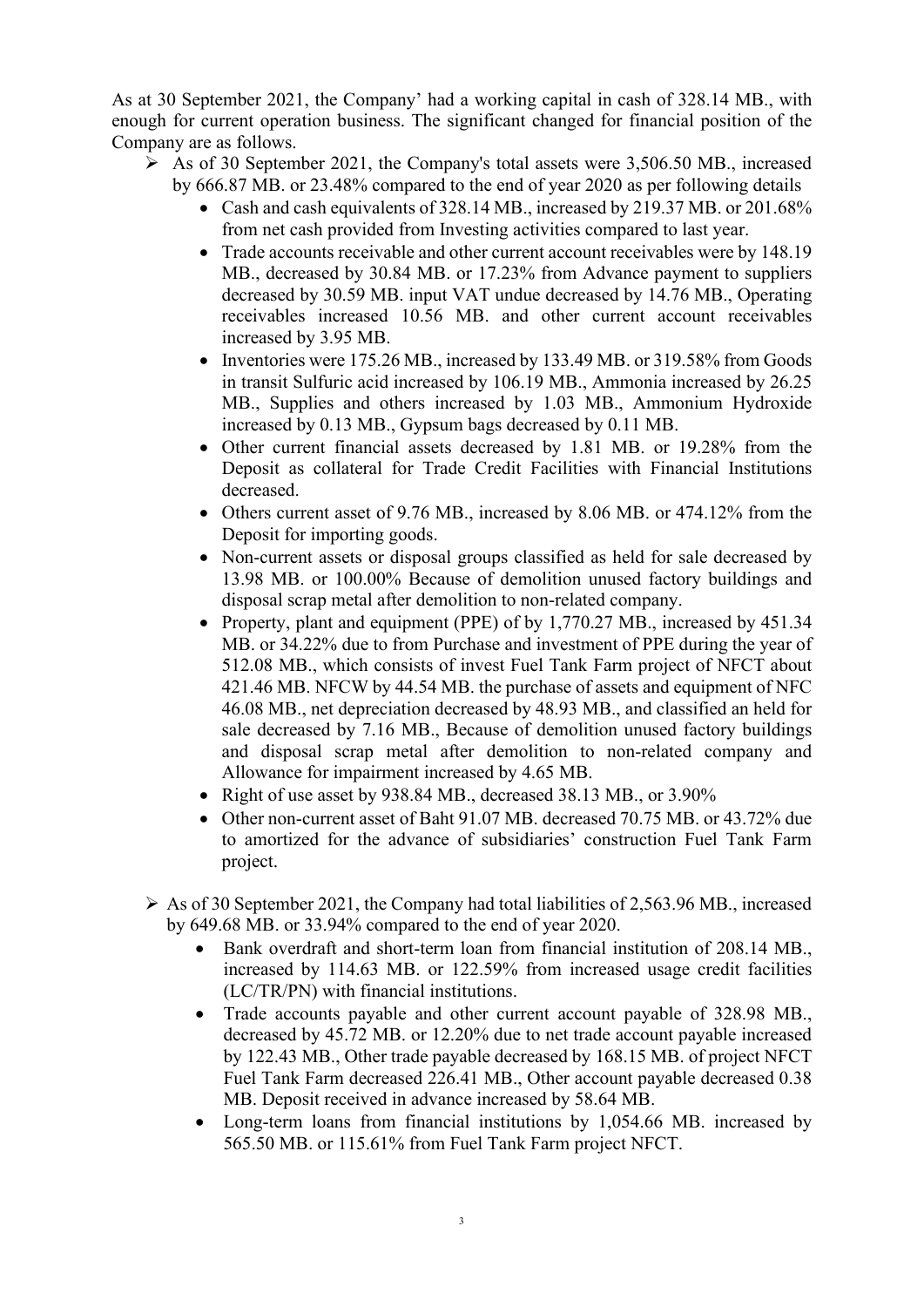As at 30 September 2021, the Company' had a working capital in cash of 328.14 MB., with enough for current operation business. The significant changed for financial position of the Company are as follows.

- As of 30 September 2021, the Company's total assets were 3,506.50 MB., increased by 666.87 MB. or 23.48% compared to the end of year 2020 as per following details
  - Cash and cash equivalents of 328.14 MB., increased by 219.37 MB. or 201.68% from net cash provided from Investing activities compared to last year.
  - Trade accounts receivable and other current account receivables were by 148.19 MB., decreased by 30.84 MB. or 17.23% from Advance payment to suppliers decreased by 30.59 MB. input VAT undue decreased by 14.76 MB., Operating receivables increased 10.56 MB. and other current account receivables increased by 3.95 MB.
  - Inventories were 175.26 MB., increased by 133.49 MB. or 319.58% from Goods in transit Sulfuric acid increased by 106.19 MB., Ammonia increased by 26.25 MB., Supplies and others increased by 1.03 MB., Ammonium Hydroxide increased by 0.13 MB., Gypsum bags decreased by 0.11 MB.
  - Other current financial assets decreased by 1.81 MB. or 19.28% from the Deposit as collateral for Trade Credit Facilities with Financial Institutions decreased.
  - Others current asset of 9.76 MB., increased by 8.06 MB. or 474.12% from the Deposit for importing goods.
  - Non-current assets or disposal groups classified as held for sale decreased by 13.98 MB. or 100.00% Because of demolition unused factory buildings and disposal scrap metal after demolition to non-related company.
  - Property, plant and equipment (PPE) of by 1,770.27 MB., increased by 451.34 MB. or 34.22% due to from Purchase and investment of PPE during the year of 512.08 MB., which consists of invest Fuel Tank Farm project of NFCT about 421.46 MB. NFCW by 44.54 MB. the purchase of assets and equipment of NFC 46.08 MB., net depreciation decreased by 48.93 MB., and classified an held for sale decreased by 7.16 MB., Because of demolition unused factory buildings and disposal scrap metal after demolition to non-related company and Allowance for impairment increased by 4.65 MB.
  - Right of use asset by 938.84 MB., decreased 38.13 MB., or 3.90%
  - Other non-current asset of Baht 91.07 MB. decreased 70.75 MB. or 43.72% due to amortized for the advance of subsidiaries' construction Fuel Tank Farm project.

- As of 30 September 2021, the Company had total liabilities of 2,563.96 MB., increased by 649.68 MB. or 33.94% compared to the end of year 2020.
  - Bank overdraft and short-term loan from financial institution of 208.14 MB., increased by 114.63 MB. or 122.59% from increased usage credit facilities (LC/TR/PN) with financial institutions.
  - Trade accounts payable and other current account payable of 328.98 MB., decreased by 45.72 MB. or 12.20% due to net trade account payable increased by 122.43 MB., Other trade payable decreased by 168.15 MB. of project NFCT Fuel Tank Farm decreased 226.41 MB., Other account payable decreased 0.38 MB. Deposit received in advance increased by 58.64 MB.
  - Long-term loans from financial institutions by 1,054.66 MB. increased by 565.50 MB. or 115.61% from Fuel Tank Farm project NFCT.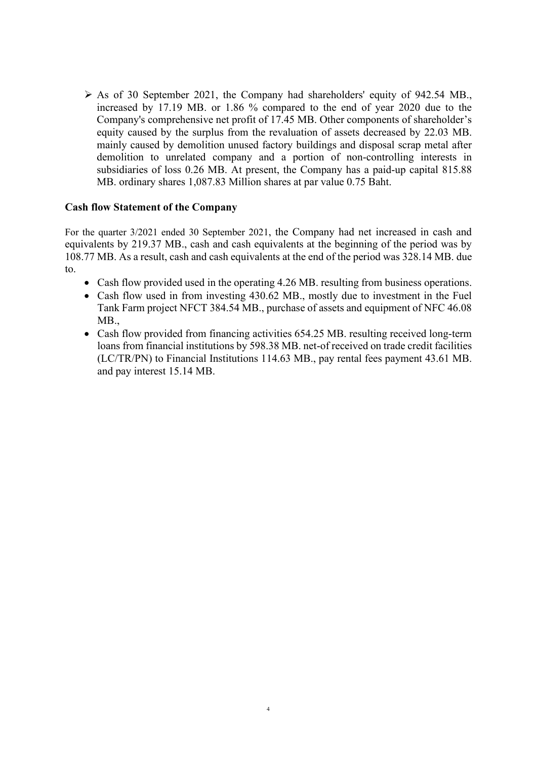- As of 30 September 2021, the Company had shareholders' equity of 942.54 MB., increased by 17.19 MB. or 1.86 % compared to the end of year 2020 due to the Company's comprehensive net profit of 17.45 MB. Other components of shareholder's equity caused by the surplus from the revaluation of assets decreased by 22.03 MB. mainly caused by demolition unused factory buildings and disposal scrap metal after demolition to unrelated company and a portion of non-controlling interests in subsidiaries of loss 0.26 MB. At present, the Company has a paid-up capital 815.88 MB. ordinary shares 1,087.83 Million shares at par value 0.75 Baht.

**Cash flow Statement of the Company**

For the quarter 3/2021 ended 30 September 2021, the Company had net increased in cash and equivalents by 219.37 MB., cash and cash equivalents at the beginning of the period was by 108.77 MB. As a result, cash and cash equivalents at the end of the period was 328.14 MB. due to.

- Cash flow provided used in the operating 4.26 MB. resulting from business operations.
- Cash flow used in from investing 430.62 MB., mostly due to investment in the Fuel Tank Farm project NFCT 384.54 MB., purchase of assets and equipment of NFC 46.08 MB.,
- Cash flow provided from financing activities 654.25 MB. resulting received long-term loans from financial institutions by 598.38 MB. net-of received on trade credit facilities (LC/TR/PN) to Financial Institutions 114.63 MB., pay rental fees payment 43.61 MB. and pay interest 15.14 MB.